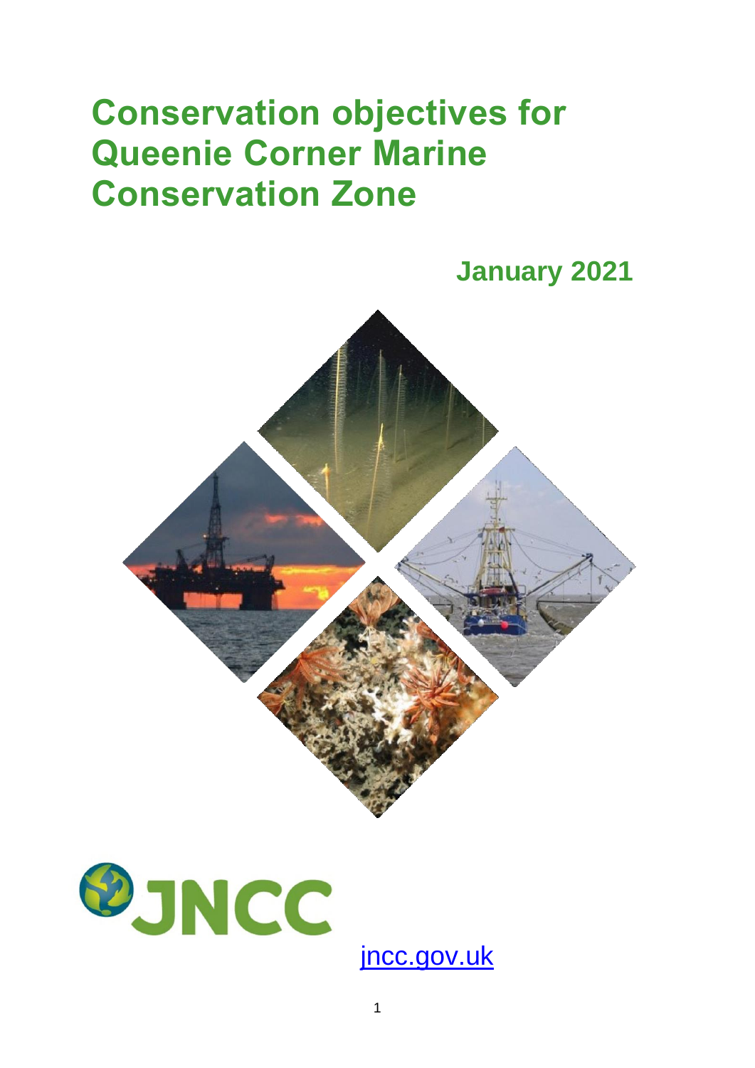# Conservation objectives for Queenie Corner Marine Conservation Zone

**January 2021**

JNCC

[jncc.gov.uk](https://jncc.gov.uk)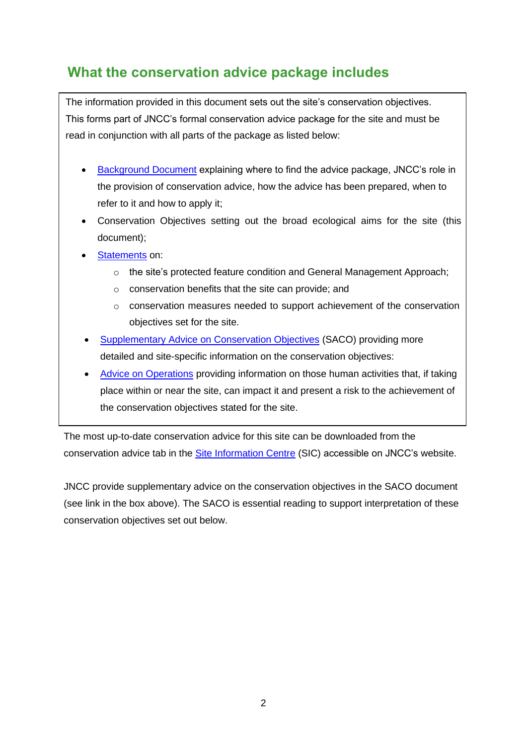## What the conservation advice package includes

The information provided in this document sets out the site's conservation objectives. This forms part of JNCC's formal conservation advice package for the site and must be read in conjunction with all parts of the package as listed below:

- Background Document explaining where to find the advice package, JNCC's role in the provision of conservation advice, how the advice has been prepared, when to refer to it and how to apply it;
- Conservation Objectives setting out the broad ecological aims for the site (this document);
- Statements on:
    - the site's protected feature condition and General Management Approach;
    - conservation benefits that the site can provide; and
    - conservation measures needed to support achievement of the conservation objectives set for the site.
- Supplementary Advice on Conservation Objectives (SACO) providing more detailed and site-specific information on the conservation objectives:
- Advice on Operations providing information on those human activities that, if taking place within or near the site, can impact it and present a risk to the achievement of the conservation objectives stated for the site.

The most up-to-date conservation advice for this site can be downloaded from the conservation advice tab in the Site Information Centre (SIC) accessible on JNCC's website.

JNCC provide supplementary advice on the conservation objectives in the SACO document (see link in the box above). The SACO is essential reading to support interpretation of these conservation objectives set out below.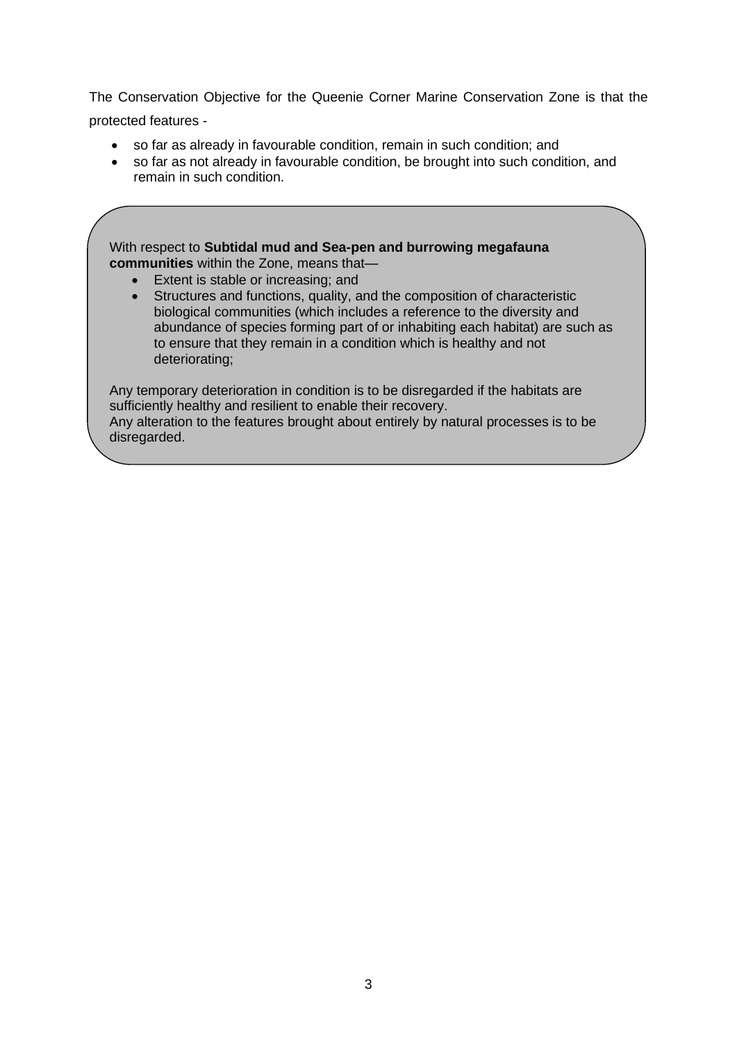The Conservation Objective for the Queenie Corner Marine Conservation Zone is that the protected features -

- so far as already in favourable condition, remain in such condition; and
- so far as not already in favourable condition, be brought into such condition, and remain in such condition.

With respect to **Subtidal mud and Sea-pen and burrowing megafauna communities** within the Zone, means that—

- Extent is stable or increasing; and
- Structures and functions, quality, and the composition of characteristic biological communities (which includes a reference to the diversity and abundance of species forming part of or inhabiting each habitat) are such as to ensure that they remain in a condition which is healthy and not deteriorating;

Any temporary deterioration in condition is to be disregarded if the habitats are sufficiently healthy and resilient to enable their recovery.
Any alteration to the features brought about entirely by natural processes is to be disregarded.